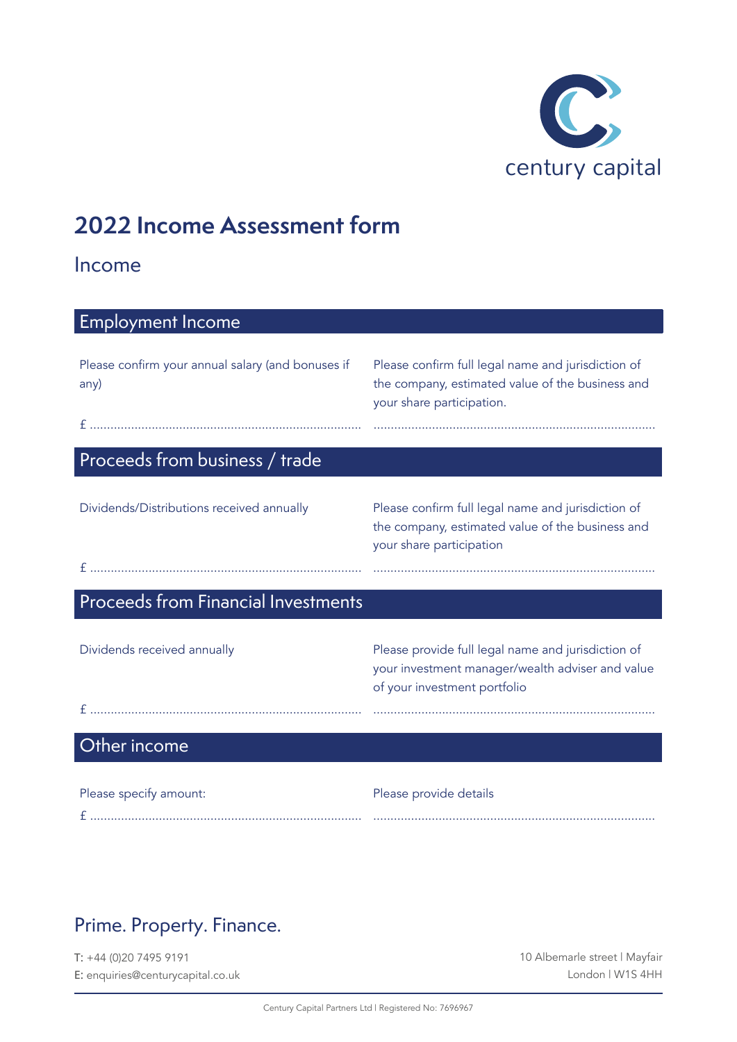century capital

# 2022 Income Assessment form

## Income

### Employment Income

Please confirm your annual salary (and bonuses if any)

£ ..............................................................................

Please confirm full legal name and jurisdiction of the company, estimated value of the business and your share participation.

..............................................................................

### Proceeds from business / trade

Dividends/Distributions received annually

£ ..............................................................................

Please confirm full legal name and jurisdiction of the company, estimated value of the business and your share participation

..............................................................................

### Proceeds from Financial Investments

Dividends received annually

£ ..............................................................................

Please provide full legal name and jurisdiction of your investment manager/wealth adviser and value of your investment portfolio

..............................................................................

### Other income

Please specify amount:

£ ..............................................................................

Please provide details

..............................................................................

Prime. Property. Finance.

T: +44 (0)20 7495 9191
E: enquiries@centurycapital.co.uk

10 Albemarle street | Mayfair
London | W1S 4HH

Century Capital Partners Ltd | Registered No: 7696967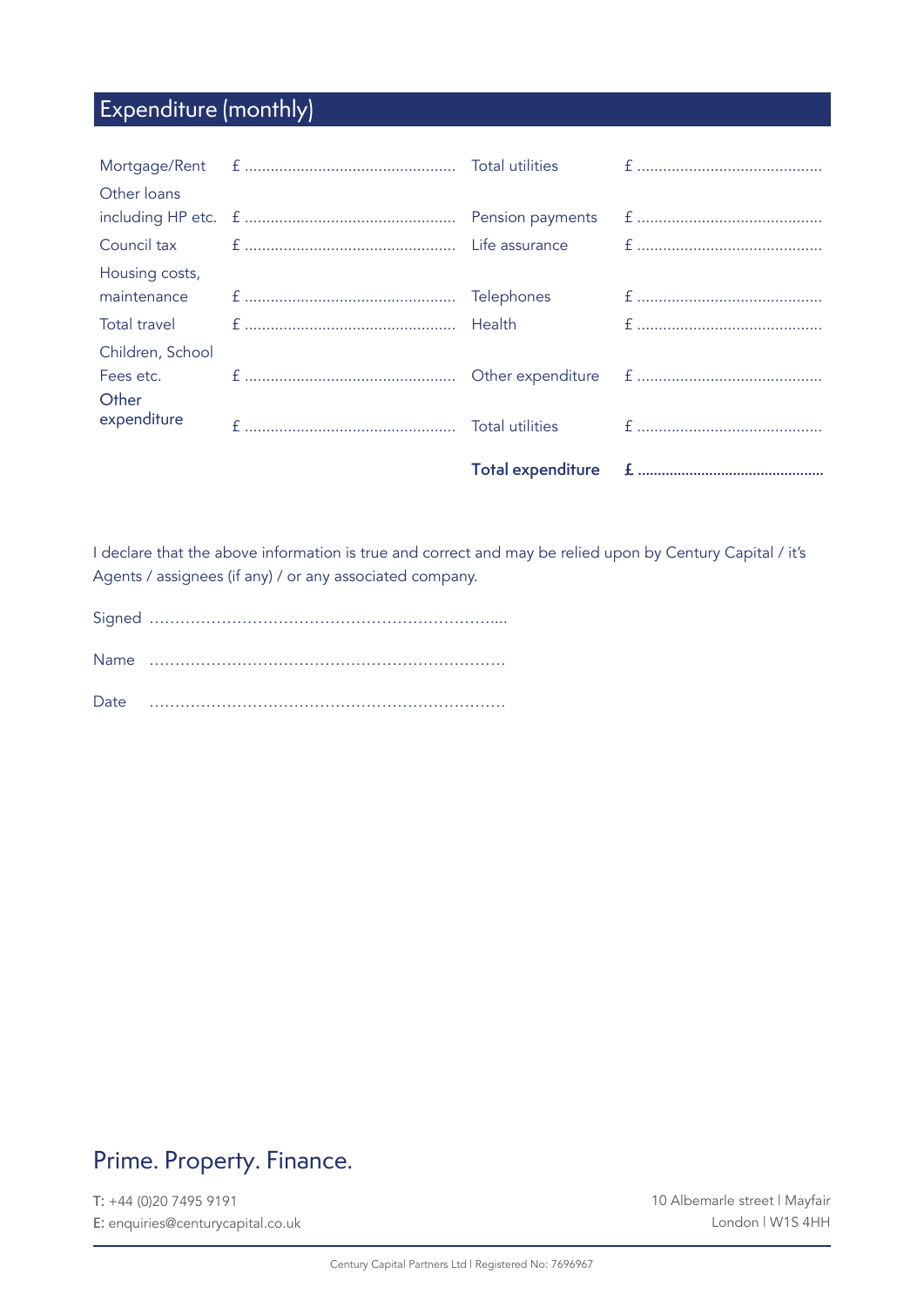## Expenditure (monthly)

| | | | |
|---|---|---|---|
| Mortgage/Rent | £ ................................................ | Total utilities | £ .......................................... |
| Other loans including HP etc. | £ ................................................ | Pension payments | £ .......................................... |
| Council tax | £ ................................................ | Life assurance | £ .......................................... |
| Housing costs, maintenance | £ ................................................ | Telephones | £ .......................................... |
| Total travel | £ ................................................ | Health | £ .......................................... |
| Children, School Fees etc. | £ ................................................ | Other expenditure | £ .......................................... |
| Other expenditure | £ ................................................ | Total utilities | £ .......................................... |
| | | **Total expenditure** | **£ ..............................................** |

I declare that the above information is true and correct and may be relied upon by Century Capital / it's Agents / assignees (if any) / or any associated company.

Signed ……………………………………………………….....

Name ………………………………………………………………

Date ………………………………………………………………

Prime. Property. Finance.

T: +44 (0)20 7495 9191
E: enquiries@centurycapital.co.uk

10 Albemarle street | Mayfair
London | W1S 4HH

Century Capital Partners Ltd | Registered No: 7696967